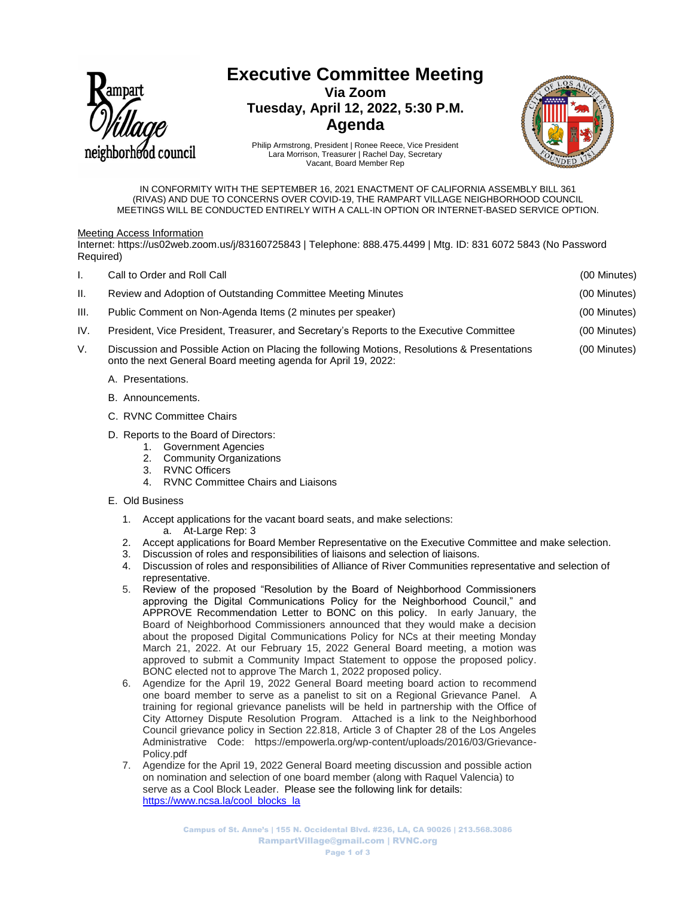# Executive Committee Meeting

**Via Zoom**
**Tuesday, April 12, 2022, 5:30 P.M.**
**Agenda**

Philip Armstrong, President | Ronee Reece, Vice President
Lara Morrison, Treasurer | Rachel Day, Secretary
Vacant, Board Member Rep

IN CONFORMITY WITH THE SEPTEMBER 16, 2021 ENACTMENT OF CALIFORNIA ASSEMBLY BILL 361 (RIVAS) AND DUE TO CONCERNS OVER COVID-19, THE RAMPART VILLAGE NEIGHBORHOOD COUNCIL MEETINGS WILL BE CONDUCTED ENTIRELY WITH A CALL-IN OPTION OR INTERNET-BASED SERVICE OPTION.

Meeting Access Information
Internet: https://us02web.zoom.us/j/83160725843 | Telephone: 888.475.4499 | Mtg. ID: 831 6072 5843 (No Password Required)

I. Call to Order and Roll Call (00 Minutes)

II. Review and Adoption of Outstanding Committee Meeting Minutes (00 Minutes)

III. Public Comment on Non-Agenda Items (2 minutes per speaker) (00 Minutes)

IV. President, Vice President, Treasurer, and Secretary's Reports to the Executive Committee (00 Minutes)

V. Discussion and Possible Action on Placing the following Motions, Resolutions & Presentations onto the next General Board meeting agenda for April 19, 2022: (00 Minutes)

A. Presentations.

B. Announcements.

C. RVNC Committee Chairs

D. Reports to the Board of Directors:
1. Government Agencies
2. Community Organizations
3. RVNC Officers
4. RVNC Committee Chairs and Liaisons

E. Old Business

1. Accept applications for the vacant board seats, and make selections:
   a. At-Large Rep: 3
2. Accept applications for Board Member Representative on the Executive Committee and make selection.
3. Discussion of roles and responsibilities of liaisons and selection of liaisons.
4. Discussion of roles and responsibilities of Alliance of River Communities representative and selection of representative.
5. Review of the proposed "Resolution by the Board of Neighborhood Commissioners approving the Digital Communications Policy for the Neighborhood Council," and APPROVE Recommendation Letter to BONC on this policy. In early January, the Board of Neighborhood Commissioners announced that they would make a decision about the proposed Digital Communications Policy for NCs at their meeting Monday March 21, 2022. At our February 15, 2022 General Board meeting, a motion was approved to submit a Community Impact Statement to oppose the proposed policy. BONC elected not to approve The March 1, 2022 proposed policy.
6. Agendize for the April 19, 2022 General Board meeting board action to recommend one board member to serve as a panelist to sit on a Regional Grievance Panel. A training for regional grievance panelists will be held in partnership with the Office of City Attorney Dispute Resolution Program. Attached is a link to the Neighborhood Council grievance policy in Section 22.818, Article 3 of Chapter 28 of the Los Angeles Administrative Code: https://empowerla.org/wp-content/uploads/2016/03/Grievance-Policy.pdf
7. Agendize for the April 19, 2022 General Board meeting discussion and possible action on nomination and selection of one board member (along with Raquel Valencia) to serve as a Cool Block Leader. Please see the following link for details: https://www.ncsa.la/cool_blocks_la

Campus of St. Anne's | 155 N. Occidental Blvd. #236, LA, CA 90026 | 213.568.3086
RampartVillage@gmail.com | RVNC.org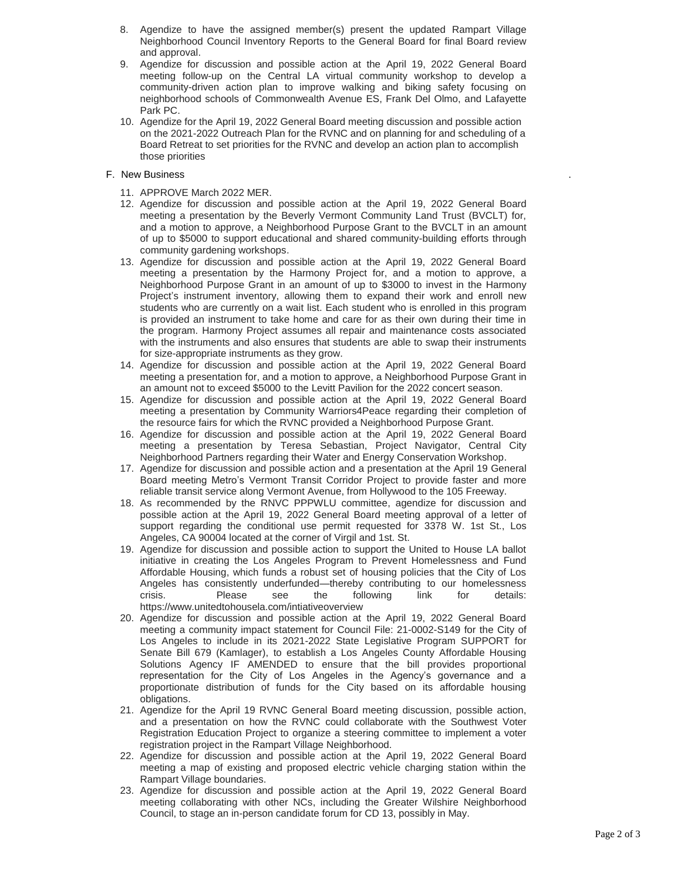8. Agendize to have the assigned member(s) present the updated Rampart Village Neighborhood Council Inventory Reports to the General Board for final Board review and approval.
9. Agendize for discussion and possible action at the April 19, 2022 General Board meeting follow-up on the Central LA virtual community workshop to develop a community-driven action plan to improve walking and biking safety focusing on neighborhood schools of Commonwealth Avenue ES, Frank Del Olmo, and Lafayette Park PC.
10. Agendize for the April 19, 2022 General Board meeting discussion and possible action on the 2021-2022 Outreach Plan for the RVNC and on planning for and scheduling of a Board Retreat to set priorities for the RVNC and develop an action plan to accomplish those priorities

F. New Business

11. APPROVE March 2022 MER.
12. Agendize for discussion and possible action at the April 19, 2022 General Board meeting a presentation by the Beverly Vermont Community Land Trust (BVCLT) for, and a motion to approve, a Neighborhood Purpose Grant to the BVCLT in an amount of up to $5000 to support educational and shared community-building efforts through community gardening workshops.
13. Agendize for discussion and possible action at the April 19, 2022 General Board meeting a presentation by the Harmony Project for, and a motion to approve, a Neighborhood Purpose Grant in an amount of up to $3000 to invest in the Harmony Project's instrument inventory, allowing them to expand their work and enroll new students who are currently on a wait list. Each student who is enrolled in this program is provided an instrument to take home and care for as their own during their time in the program. Harmony Project assumes all repair and maintenance costs associated with the instruments and also ensures that students are able to swap their instruments for size-appropriate instruments as they grow.
14. Agendize for discussion and possible action at the April 19, 2022 General Board meeting a presentation for, and a motion to approve, a Neighborhood Purpose Grant in an amount not to exceed $5000 to the Levitt Pavilion for the 2022 concert season.
15. Agendize for discussion and possible action at the April 19, 2022 General Board meeting a presentation by Community Warriors4Peace regarding their completion of the resource fairs for which the RVNC provided a Neighborhood Purpose Grant.
16. Agendize for discussion and possible action at the April 19, 2022 General Board meeting a presentation by Teresa Sebastian, Project Navigator, Central City Neighborhood Partners regarding their Water and Energy Conservation Workshop.
17. Agendize for discussion and possible action and a presentation at the April 19 General Board meeting Metro's Vermont Transit Corridor Project to provide faster and more reliable transit service along Vermont Avenue, from Hollywood to the 105 Freeway.
18. As recommended by the RNVC PPPWLU committee, agendize for discussion and possible action at the April 19, 2022 General Board meeting approval of a letter of support regarding the conditional use permit requested for 3378 W. 1st St., Los Angeles, CA 90004 located at the corner of Virgil and 1st. St.
19. Agendize for discussion and possible action to support the United to House LA ballot initiative in creating the Los Angeles Program to Prevent Homelessness and Fund Affordable Housing, which funds a robust set of housing policies that the City of Los Angeles has consistently underfunded—thereby contributing to our homelessness crisis. Please see the following link for details: https://www.unitedtohousela.com/intiativeoverview
20. Agendize for discussion and possible action at the April 19, 2022 General Board meeting a community impact statement for Council File: 21-0002-S149 for the City of Los Angeles to include in its 2021-2022 State Legislative Program SUPPORT for Senate Bill 679 (Kamlager), to establish a Los Angeles County Affordable Housing Solutions Agency IF AMENDED to ensure that the bill provides proportional representation for the City of Los Angeles in the Agency's governance and a proportionate distribution of funds for the City based on its affordable housing obligations.
21. Agendize for the April 19 RVNC General Board meeting discussion, possible action, and a presentation on how the RVNC could collaborate with the Southwest Voter Registration Education Project to organize a steering committee to implement a voter registration project in the Rampart Village Neighborhood.
22. Agendize for discussion and possible action at the April 19, 2022 General Board meeting a map of existing and proposed electric vehicle charging station within the Rampart Village boundaries.
23. Agendize for discussion and possible action at the April 19, 2022 General Board meeting collaborating with other NCs, including the Greater Wilshire Neighborhood Council, to stage an in-person candidate forum for CD 13, possibly in May.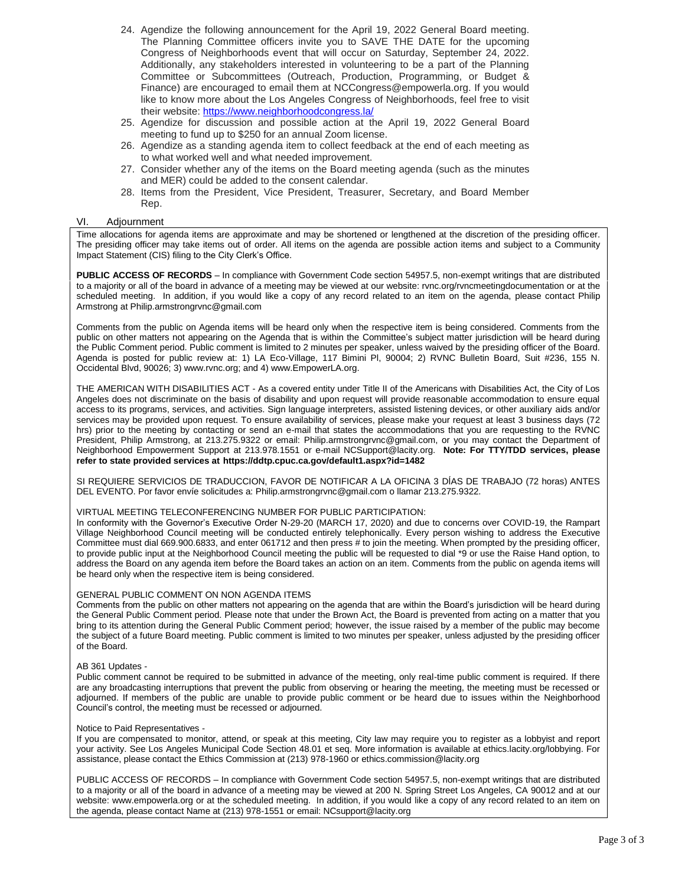24. Agendize the following announcement for the April 19, 2022 General Board meeting. The Planning Committee officers invite you to SAVE THE DATE for the upcoming Congress of Neighborhoods event that will occur on Saturday, September 24, 2022. Additionally, any stakeholders interested in volunteering to be a part of the Planning Committee or Subcommittees (Outreach, Production, Programming, or Budget & Finance) are encouraged to email them at NCCongress@empowerla.org. If you would like to know more about the Los Angeles Congress of Neighborhoods, feel free to visit their website: https://www.neighborhoodcongress.la/
25. Agendize for discussion and possible action at the April 19, 2022 General Board meeting to fund up to $250 for an annual Zoom license.
26. Agendize as a standing agenda item to collect feedback at the end of each meeting as to what worked well and what needed improvement.
27. Consider whether any of the items on the Board meeting agenda (such as the minutes and MER) could be added to the consent calendar.
28. Items from the President, Vice President, Treasurer, Secretary, and Board Member Rep.

## VI. Adjournment

Time allocations for agenda items are approximate and may be shortened or lengthened at the discretion of the presiding officer. The presiding officer may take items out of order. All items on the agenda are possible action items and subject to a Community Impact Statement (CIS) filing to the City Clerk's Office.

**PUBLIC ACCESS OF RECORDS** – In compliance with Government Code section 54957.5, non-exempt writings that are distributed to a majority or all of the board in advance of a meeting may be viewed at our website: rvnc.org/rvncmeetingdocumentation or at the scheduled meeting. In addition, if you would like a copy of any record related to an item on the agenda, please contact Philip Armstrong at Philip.armstrongrvnc@gmail.com

Comments from the public on Agenda items will be heard only when the respective item is being considered. Comments from the public on other matters not appearing on the Agenda that is within the Committee's subject matter jurisdiction will be heard during the Public Comment period. Public comment is limited to 2 minutes per speaker, unless waived by the presiding officer of the Board. Agenda is posted for public review at: 1) LA Eco-Village, 117 Bimini Pl, 90004; 2) RVNC Bulletin Board, Suit #236, 155 N. Occidental Blvd, 90026; 3) www.rvnc.org; and 4) www.EmpowerLA.org.

THE AMERICAN WITH DISABILITIES ACT - As a covered entity under Title II of the Americans with Disabilities Act, the City of Los Angeles does not discriminate on the basis of disability and upon request will provide reasonable accommodation to ensure equal access to its programs, services, and activities. Sign language interpreters, assisted listening devices, or other auxiliary aids and/or services may be provided upon request. To ensure availability of services, please make your request at least 3 business days (72 hrs) prior to the meeting by contacting or send an e-mail that states the accommodations that you are requesting to the RVNC President, Philip Armstrong, at 213.275.9322 or email: Philip.armstrongrvnc@gmail.com, or you may contact the Department of Neighborhood Empowerment Support at 213.978.1551 or e-mail NCSupport@lacity.org. **Note: For TTY/TDD services, please refer to state provided services at https://ddtp.cpuc.ca.gov/default1.aspx?id=1482**

SI REQUIERE SERVICIOS DE TRADUCCION, FAVOR DE NOTIFICAR A LA OFICINA 3 DÍAS DE TRABAJO (72 horas) ANTES DEL EVENTO. Por favor envíe solicitudes a: Philip.armstrongrvnc@gmail.com o llamar 213.275.9322.

VIRTUAL MEETING TELECONFERENCING NUMBER FOR PUBLIC PARTICIPATION:
In conformity with the Governor's Executive Order N-29-20 (MARCH 17, 2020) and due to concerns over COVID-19, the Rampart Village Neighborhood Council meeting will be conducted entirely telephonically. Every person wishing to address the Executive Committee must dial 669.900.6833, and enter 061712 and then press # to join the meeting. When prompted by the presiding officer, to provide public input at the Neighborhood Council meeting the public will be requested to dial *9 or use the Raise Hand option, to address the Board on any agenda item before the Board takes an action on an item. Comments from the public on agenda items will be heard only when the respective item is being considered.

GENERAL PUBLIC COMMENT ON NON AGENDA ITEMS
Comments from the public on other matters not appearing on the agenda that are within the Board's jurisdiction will be heard during the General Public Comment period. Please note that under the Brown Act, the Board is prevented from acting on a matter that you bring to its attention during the General Public Comment period; however, the issue raised by a member of the public may become the subject of a future Board meeting. Public comment is limited to two minutes per speaker, unless adjusted by the presiding officer of the Board.

AB 361 Updates -
Public comment cannot be required to be submitted in advance of the meeting, only real-time public comment is required. If there are any broadcasting interruptions that prevent the public from observing or hearing the meeting, the meeting must be recessed or adjourned. If members of the public are unable to provide public comment or be heard due to issues within the Neighborhood Council's control, the meeting must be recessed or adjourned.

Notice to Paid Representatives -
If you are compensated to monitor, attend, or speak at this meeting, City law may require you to register as a lobbyist and report your activity. See Los Angeles Municipal Code Section 48.01 et seq. More information is available at ethics.lacity.org/lobbying. For assistance, please contact the Ethics Commission at (213) 978-1960 or ethics.commission@lacity.org

PUBLIC ACCESS OF RECORDS – In compliance with Government Code section 54957.5, non-exempt writings that are distributed to a majority or all of the board in advance of a meeting may be viewed at 200 N. Spring Street Los Angeles, CA 90012 and at our website: www.empowerla.org or at the scheduled meeting. In addition, if you would like a copy of any record related to an item on the agenda, please contact Name at (213) 978-1551 or email: NCsupport@lacity.org